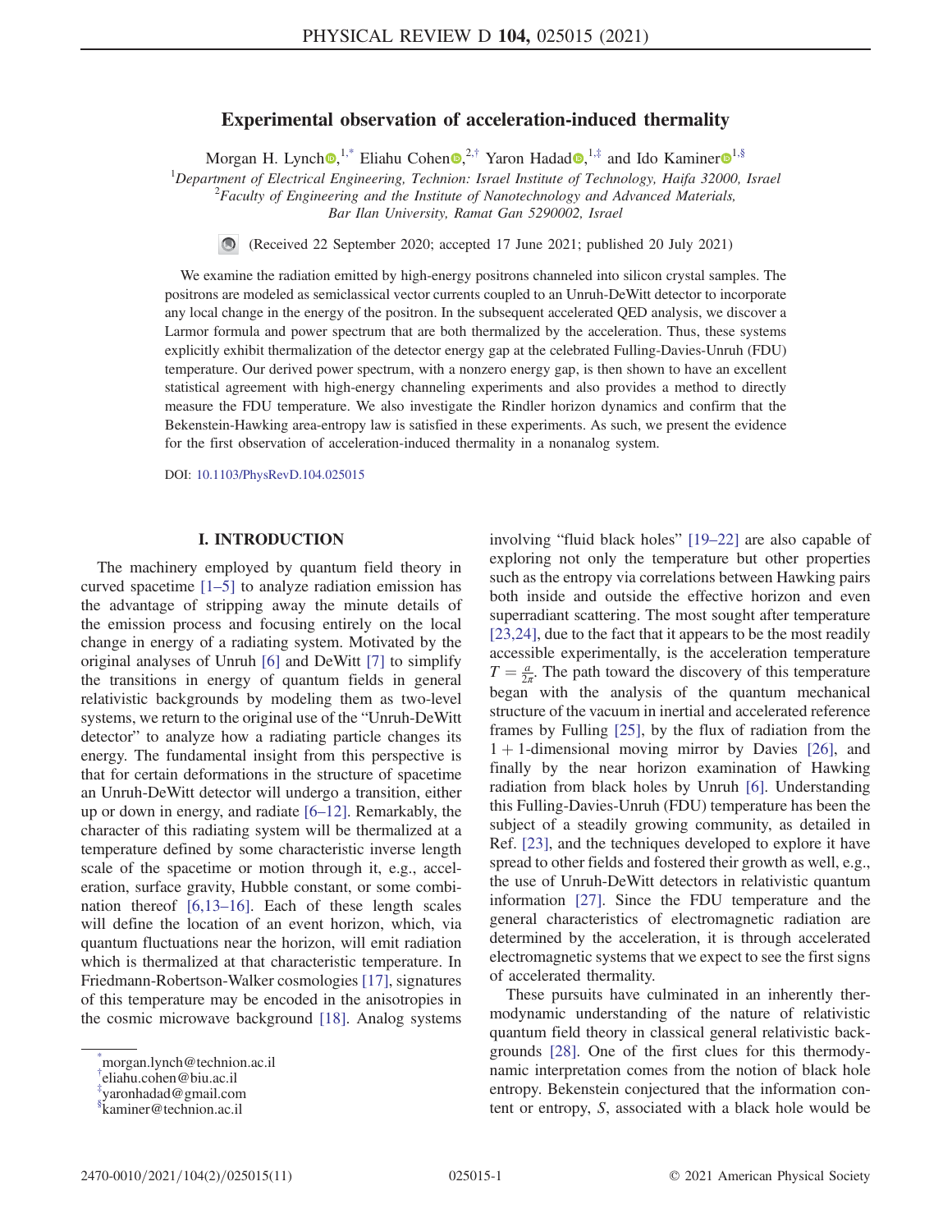# Experimental observation of acceleration-induced thermality

Morgan H. Lynch[1,*] Eliahu Cohen[2,†] Yaron Hadad[1,‡] and Ido Kaminer[1,§]

[1]Department of Electrical Engineering, Technion: Israel Institute of Technology, Haifa 32000, Israel
[2]Faculty of Engineering and the Institute of Nanotechnology and Advanced Materials, Bar Ilan University, Ramat Gan 5290002, Israel

(Received 22 September 2020; accepted 17 June 2021; published 20 July 2021)

We examine the radiation emitted by high-energy positrons channeled into silicon crystal samples. The positrons are modeled as semiclassical vector currents coupled to an Unruh-DeWitt detector to incorporate any local change in the energy of the positron. In the subsequent accelerated QED analysis, we discover a Larmor formula and power spectrum that are both thermalized by the acceleration. Thus, these systems explicitly exhibit thermalization of the detector energy gap at the celebrated Fulling-Davies-Unruh (FDU) temperature. Our derived power spectrum, with a nonzero energy gap, is then shown to have an excellent statistical agreement with high-energy channeling experiments and also provides a method to directly measure the FDU temperature. We also investigate the Rindler horizon dynamics and confirm that the Bekenstein-Hawking area-entropy law is satisfied in these experiments. As such, we present the evidence for the first observation of acceleration-induced thermality in a nonanalog system.

DOI: 10.1103/PhysRevD.104.025015

## I. INTRODUCTION

The machinery employed by quantum field theory in curved spacetime [1–5] to analyze radiation emission has the advantage of stripping away the minute details of the emission process and focusing entirely on the local change in energy of a radiating system. Motivated by the original analyses of Unruh [6] and DeWitt [7] to simplify the transitions in energy of quantum fields in general relativistic backgrounds by modeling them as two-level systems, we return to the original use of the "Unruh-DeWitt detector" to analyze how a radiating particle changes its energy. The fundamental insight from this perspective is that for certain deformations in the structure of spacetime an Unruh-DeWitt detector will undergo a transition, either up or down in energy, and radiate [6–12]. Remarkably, the character of this radiating system will be thermalized at a temperature defined by some characteristic inverse length scale of the spacetime or motion through it, e.g., acceleration, surface gravity, Hubble constant, or some combination thereof [6,13–16]. Each of these length scales will define the location of an event horizon, which, via quantum fluctuations near the horizon, will emit radiation which is thermalized at that characteristic temperature. In Friedmann-Robertson-Walker cosmologies [17], signatures of this temperature may be encoded in the anisotropies in the cosmic microwave background [18]. Analog systems involving "fluid black holes" [19–22] are also capable of exploring not only the temperature but other properties such as the entropy via correlations between Hawking pairs both inside and outside the effective horizon and even superradiant scattering. The most sought after temperature [23,24], due to the fact that it appears to be the most readily accessible experimentally, is the acceleration temperature $T = \frac{a}{2\pi}$. The path toward the discovery of this temperature began with the analysis of the quantum mechanical structure of the vacuum in inertial and accelerated reference frames by Fulling [25], by the flux of radiation from the $1+1$-dimensional moving mirror by Davies [26], and finally by the near horizon examination of Hawking radiation from black holes by Unruh [6]. Understanding this Fulling-Davies-Unruh (FDU) temperature has been the subject of a steadily growing community, as detailed in Ref. [23], and the techniques developed to explore it have spread to other fields and fostered their growth as well, e.g., the use of Unruh-DeWitt detectors in relativistic quantum information [27]. Since the FDU temperature and the general characteristics of electromagnetic radiation are determined by the acceleration, it is through accelerated electromagnetic systems that we expect to see the first signs of accelerated thermality.

These pursuits have culminated in an inherently thermodynamic understanding of the nature of relativistic quantum field theory in classical general relativistic backgrounds [28]. One of the first clues for this thermodynamic interpretation comes from the notion of black hole entropy. Bekenstein conjectured that the information content or entropy, $S$, associated with a black hole would be

---

[*]morgan.lynch@technion.ac.il
[†]eliahu.cohen@biu.ac.il
[‡]yaronhadad@gmail.com
[§]kaminer@technion.ac.il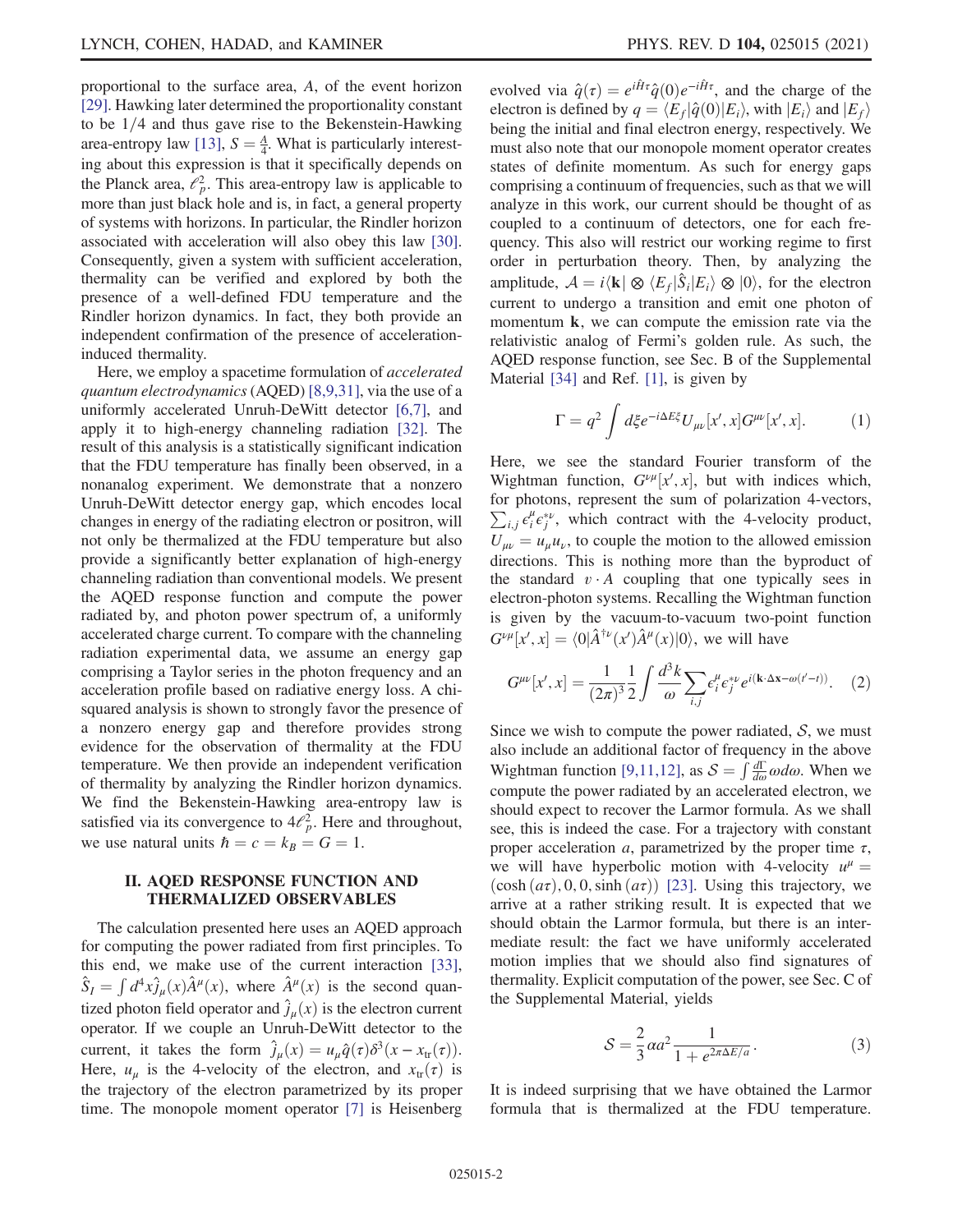proportional to the surface area, $A$, of the event horizon [29]. Hawking later determined the proportionality constant to be $1/4$ and thus gave rise to the Bekenstein-Hawking area-entropy law [13], $S = \frac{A}{4}$. What is particularly interesting about this expression is that it specifically depends on the Planck area, $\ell_p^2$. This area-entropy law is applicable to more than just black hole and is, in fact, a general property of systems with horizons. In particular, the Rindler horizon associated with acceleration will also obey this law [30]. Consequently, given a system with sufficient acceleration, thermality can be verified and explored by both the presence of a well-defined FDU temperature and the Rindler horizon dynamics. In fact, they both provide an independent confirmation of the presence of acceleration-induced thermality.

Here, we employ a spacetime formulation of *accelerated quantum electrodynamics* (AQED) [8,9,31], via the use of a uniformly accelerated Unruh-DeWitt detector [6,7], and apply it to high-energy channeling radiation [32]. The result of this analysis is a statistically significant indication that the FDU temperature has finally been observed, in a nonanalog experiment. We demonstrate that a nonzero Unruh-DeWitt detector energy gap, which encodes local changes in energy of the radiating electron or positron, will not only be thermalized at the FDU temperature but also provide a significantly better explanation of high-energy channeling radiation than conventional models. We present the AQED response function and compute the power radiated by, and photon power spectrum of, a uniformly accelerated charge current. To compare with the channeling radiation experimental data, we assume an energy gap comprising a Taylor series in the photon frequency and an acceleration profile based on radiative energy loss. A chi-squared analysis is shown to strongly favor the presence of a nonzero energy gap and therefore provides strong evidence for the observation of thermality at the FDU temperature. We then provide an independent verification of thermality by analyzing the Rindler horizon dynamics. We find the Bekenstein-Hawking area-entropy law is satisfied via its convergence to $4\ell_p^2$. Here and throughout, we use natural units $\hbar = c = k_B = G = 1$.

## II. AQED RESPONSE FUNCTION AND THERMALIZED OBSERVABLES

The calculation presented here uses an AQED approach for computing the power radiated from first principles. To this end, we make use of the current interaction [33], $\hat{S}_I = \int d^4x \hat{j}_\mu(x)\hat{A}^\mu(x)$, where $\hat{A}^\mu(x)$ is the second quantized photon field operator and $\hat{j}_\mu(x)$ is the electron current operator. If we couple an Unruh-DeWitt detector to the current, it takes the form $\hat{j}_\mu(x) = u_\mu \hat{q}(\tau)\delta^3(x - x_{\mathrm{tr}}(\tau))$. Here, $u_\mu$ is the 4-velocity of the electron, and $x_{\mathrm{tr}}(\tau)$ is the trajectory of the electron parametrized by its proper time. The monopole moment operator [7] is Heisenberg evolved via $\hat{q}(\tau) = e^{i\hat{H}\tau}\hat{q}(0)e^{-i\hat{H}\tau}$, and the charge of the electron is defined by $q = \langle E_f|\hat{q}(0)|E_i\rangle$, with $|E_i\rangle$ and $|E_f\rangle$ being the initial and final electron energy, respectively. We must also note that our monopole moment operator creates states of definite momentum. As such for energy gaps comprising a continuum of frequencies, such as that we will analyze in this work, our current should be thought of as coupled to a continuum of detectors, one for each frequency. This also will restrict our working regime to first order in perturbation theory. Then, by analyzing the amplitude, $\mathcal{A} = i\langle \mathbf{k}| \otimes \langle E_f|\hat{S}_i|E_i\rangle \otimes |0\rangle$, for the electron current to undergo a transition and emit one photon of momentum $\mathbf{k}$, we can compute the emission rate via the relativistic analog of Fermi's golden rule. As such, the AQED response function, see Sec. B of the Supplemental Material [34] and Ref. [1], is given by

$$\Gamma = q^2 \int d\xi e^{-i\Delta E\xi} U_{\mu\nu}[x', x] G^{\mu\nu}[x', x]. \tag{1}$$

Here, we see the standard Fourier transform of the Wightman function, $G^{\nu\mu}[x', x]$, but with indices which, for photons, represent the sum of polarization 4-vectors, $\sum_{i,j} \epsilon_i^\mu \epsilon_j^{*\nu}$, which contract with the 4-velocity product, $U_{\mu\nu} = u_\mu u_\nu$, to couple the motion to the allowed emission directions. This is nothing more than the byproduct of the standard $v \cdot A$ coupling that one typically sees in electron-photon systems. Recalling the Wightman function is given by the vacuum-to-vacuum two-point function $G^{\nu\mu}[x', x] = \langle 0|\hat{A}^{\dagger\nu}(x')\hat{A}^\mu(x)|0\rangle$, we will have

$$G^{\mu\nu}[x', x] = \frac{1}{(2\pi)^3}\frac{1}{2}\int \frac{d^3k}{\omega}\sum_{i,j} \epsilon_i^\mu \epsilon_j^{*\nu} e^{i(\mathbf{k}\cdot\Delta\mathbf{x} - \omega(t'-t))}. \tag{2}$$

Since we wish to compute the power radiated, $\mathcal{S}$, we must also include an additional factor of frequency in the above Wightman function [9,11,12], as $\mathcal{S} = \int \frac{d\Gamma}{d\omega}\omega d\omega$. When we compute the power radiated by an accelerated electron, we should expect to recover the Larmor formula. As we shall see, this is indeed the case. For a trajectory with constant proper acceleration $a$, parametrized by the proper time $\tau$, we will have hyperbolic motion with 4-velocity $u^\mu = (\cosh(a\tau), 0, 0, \sinh(a\tau))$ [23]. Using this trajectory, we arrive at a rather striking result. It is expected that we should obtain the Larmor formula, but there is an intermediate result: the fact we have uniformly accelerated motion implies that we should also find signatures of thermality. Explicit computation of the power, see Sec. C of the Supplemental Material, yields

$$\mathcal{S} = \frac{2}{3}\alpha a^2 \frac{1}{1 + e^{2\pi\Delta E/a}}. \tag{3}$$

It is indeed surprising that we have obtained the Larmor formula that is thermalized at the FDU temperature.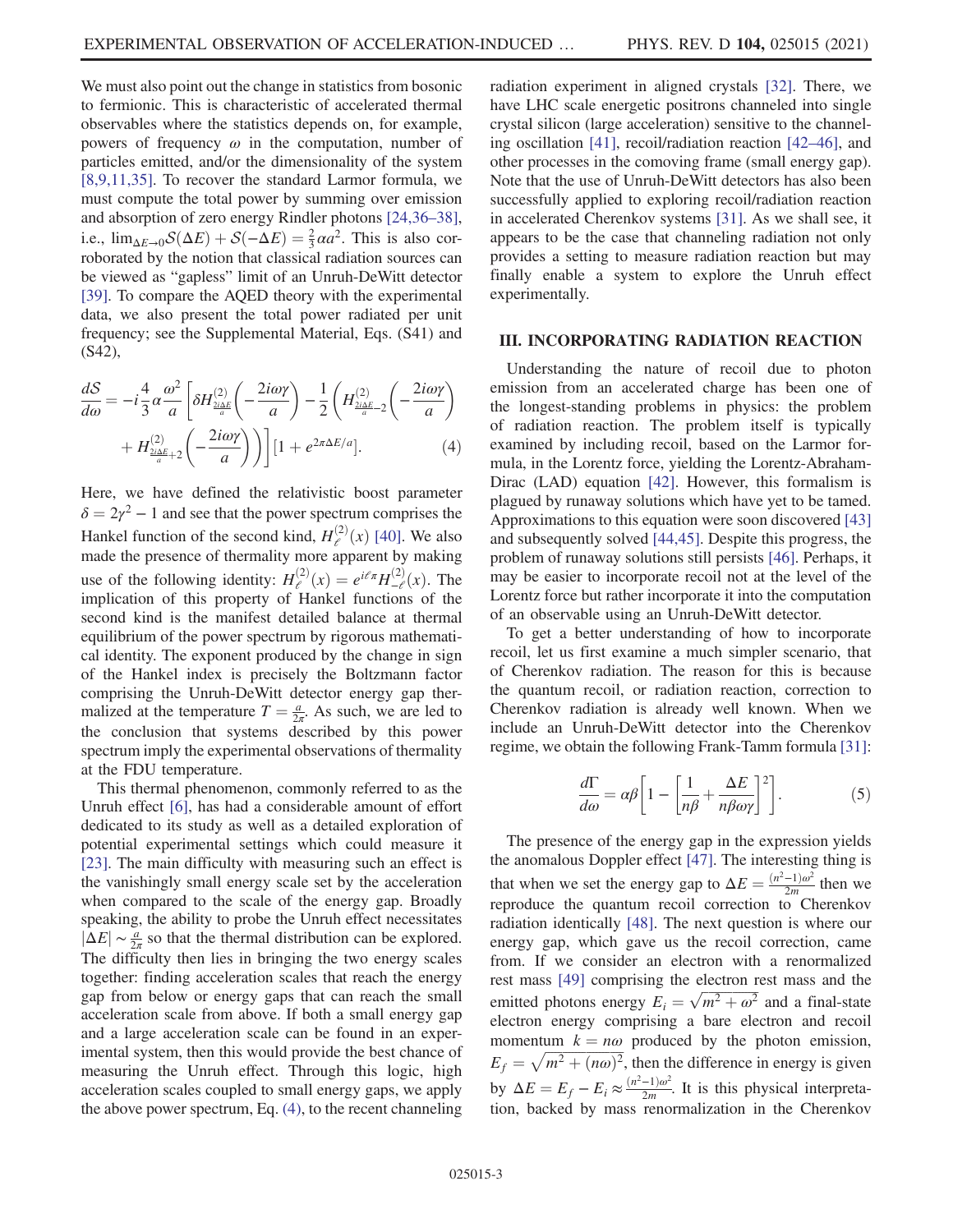We must also point out the change in statistics from bosonic to fermionic. This is characteristic of accelerated thermal observables where the statistics depends on, for example, powers of frequency $\omega$ in the computation, number of particles emitted, and/or the dimensionality of the system [8,9,11,35]. To recover the standard Larmor formula, we must compute the total power by summing over emission and absorption of zero energy Rindler photons [24,36–38], i.e., $\lim_{\Delta E \to 0} \mathcal{S}(\Delta E) + \mathcal{S}(-\Delta E) = \frac{2}{3}\alpha a^2$. This is also corroborated by the notion that classical radiation sources can be viewed as "gapless" limit of an Unruh-DeWitt detector [39]. To compare the AQED theory with the experimental data, we also present the total power radiated per unit frequency; see the Supplemental Material, Eqs. (S41) and (S42),

$$\frac{d\mathcal{S}}{d\omega} = -i\frac{4}{3}\alpha\frac{\omega^2}{a}\left[\delta H^{(2)}_{\frac{2i\Delta E}{a}}\left(-\frac{2i\omega\gamma}{a}\right) - \frac{1}{2}\left(H^{(2)}_{\frac{2i\Delta E}{a}-2}\left(-\frac{2i\omega\gamma}{a}\right) + H^{(2)}_{\frac{2i\Delta E}{a}+2}\left(-\frac{2i\omega\gamma}{a}\right)\right)\right][1 + e^{2\pi\Delta E/a}]. \tag{4}$$

Here, we have defined the relativistic boost parameter $\delta = 2\gamma^2 - 1$ and see that the power spectrum comprises the Hankel function of the second kind, $H^{(2)}_{\ell}(x)$ [40]. We also made the presence of thermality more apparent by making use of the following identity: $H^{(2)}_{\ell}(x) = e^{i\ell\pi}H^{(2)}_{-\ell}(x)$. The implication of this property of Hankel functions of the second kind is the manifest detailed balance at thermal equilibrium of the power spectrum by rigorous mathematical identity. The exponent produced by the change in sign of the Hankel index is precisely the Boltzmann factor comprising the Unruh-DeWitt detector energy gap thermalized at the temperature $T = \frac{a}{2\pi}$. As such, we are led to the conclusion that systems described by this power spectrum imply the experimental observations of thermality at the FDU temperature.

This thermal phenomenon, commonly referred to as the Unruh effect [6], has had a considerable amount of effort dedicated to its study as well as a detailed exploration of potential experimental settings which could measure it [23]. The main difficulty with measuring such an effect is the vanishingly small energy scale set by the acceleration when compared to the scale of the energy gap. Broadly speaking, the ability to probe the Unruh effect necessitates $|\Delta E| \sim \frac{a}{2\pi}$ so that the thermal distribution can be explored. The difficulty then lies in bringing the two energy scales together: finding acceleration scales that reach the energy gap from below or energy gaps that can reach the small acceleration scale from above. If both a small energy gap and a large acceleration scale can be found in an experimental system, then this would provide the best chance of measuring the Unruh effect. Through this logic, high acceleration scales coupled to small energy gaps, we apply the above power spectrum, Eq. (4), to the recent channeling radiation experiment in aligned crystals [32]. There, we have LHC scale energetic positrons channeled into single crystal silicon (large acceleration) sensitive to the channeling oscillation [41], recoil/radiation reaction [42–46], and other processes in the comoving frame (small energy gap). Note that the use of Unruh-DeWitt detectors has also been successfully applied to exploring recoil/radiation reaction in accelerated Cherenkov systems [31]. As we shall see, it appears to be the case that channeling radiation not only provides a setting to measure radiation reaction but may finally enable a system to explore the Unruh effect experimentally.

## III. INCORPORATING RADIATION REACTION

Understanding the nature of recoil due to photon emission from an accelerated charge has been one of the longest-standing problems in physics: the problem of radiation reaction. The problem itself is typically examined by including recoil, based on the Larmor formula, in the Lorentz force, yielding the Lorentz-Abraham-Dirac (LAD) equation [42]. However, this formalism is plagued by runaway solutions which have yet to be tamed. Approximations to this equation were soon discovered [43] and subsequently solved [44,45]. Despite this progress, the problem of runaway solutions still persists [46]. Perhaps, it may be easier to incorporate recoil not at the level of the Lorentz force but rather incorporate it into the computation of an observable using an Unruh-DeWitt detector.

To get a better understanding of how to incorporate recoil, let us first examine a much simpler scenario, that of Cherenkov radiation. The reason for this is because the quantum recoil, or radiation reaction, correction to Cherenkov radiation is already well known. When we include an Unruh-DeWitt detector into the Cherenkov regime, we obtain the following Frank-Tamm formula [31]:

$$\frac{d\Gamma}{d\omega} = \alpha\beta\left[1 - \left[\frac{1}{n\beta} + \frac{\Delta E}{n\beta\omega\gamma}\right]^2\right]. \tag{5}$$

The presence of the energy gap in the expression yields the anomalous Doppler effect [47]. The interesting thing is that when we set the energy gap to $\Delta E = \frac{(n^2-1)\omega^2}{2m}$ then we reproduce the quantum recoil correction to Cherenkov radiation identically [48]. The next question is where our energy gap, which gave us the recoil correction, came from. If we consider an electron with a renormalized rest mass [49] comprising the electron rest mass and the emitted photons energy $E_i = \sqrt{m^2 + \omega^2}$ and a final-state electron energy comprising a bare electron and recoil momentum $k = n\omega$ produced by the photon emission, $E_f = \sqrt{m^2 + (n\omega)^2}$, then the difference in energy is given by $\Delta E = E_f - E_i \approx \frac{(n^2-1)\omega^2}{2m}$. It is this physical interpretation, backed by mass renormalization in the Cherenkov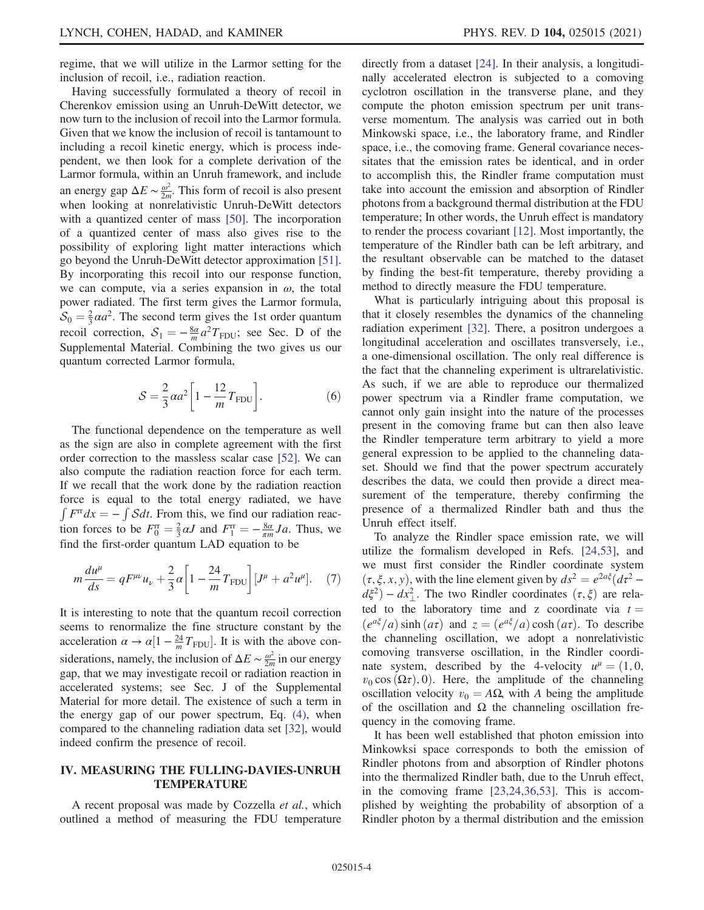regime, that we will utilize in the Larmor setting for the inclusion of recoil, i.e., radiation reaction.

Having successfully formulated a theory of recoil in Cherenkov emission using an Unruh-DeWitt detector, we now turn to the inclusion of recoil into the Larmor formula. Given that we know the inclusion of recoil is tantamount to including a recoil kinetic energy, which is process independent, we then look for a complete derivation of the Larmor formula, within an Unruh framework, and include an energy gap $\Delta E \sim \frac{\omega^2}{2m}$. This form of recoil is also present when looking at nonrelativistic Unruh-DeWitt detectors with a quantized center of mass [50]. The incorporation of a quantized center of mass also gives rise to the possibility of exploring light matter interactions which go beyond the Unruh-DeWitt detector approximation [51]. By incorporating this recoil into our response function, we can compute, via a series expansion in $\omega$, the total power radiated. The first term gives the Larmor formula, $\mathcal{S}_0 = \frac{2}{3}\alpha a^2$. The second term gives the 1st order quantum recoil correction, $\mathcal{S}_1 = -\frac{8\alpha}{m} a^2 T_{\rm FDU}$; see Sec. D of the Supplemental Material. Combining the two gives us our quantum corrected Larmor formula,

$$\mathcal{S} = \frac{2}{3}\alpha a^2 \left[1 - \frac{12}{m} T_{\rm FDU}\right]. \tag{6}$$

The functional dependence on the temperature as well as the sign are also in complete agreement with the first order correction to the massless scalar case [52]. We can also compute the radiation reaction force for each term. If we recall that the work done by the radiation reaction force is equal to the total energy radiated, we have $\int F^{\rm rr} dx = -\int \mathcal{S} dt$. From this, we find our radiation reaction forces to be $F_0^{\rm rr} = \frac{2}{3}\alpha J$ and $F_1^{\rm rr} = -\frac{8\alpha}{\pi m} J a$. Thus, we find the first-order quantum LAD equation to be

$$m\frac{du^\mu}{ds} = qF^{\mu\nu}u_\nu + \frac{2}{3}\alpha\left[1 - \frac{24}{m}T_{\rm FDU}\right][J^\mu + a^2 u^\mu]. \tag{7}$$

It is interesting to note that the quantum recoil correction seems to renormalize the fine structure constant by the acceleration $\alpha \to \alpha[1 - \frac{24}{m}T_{\rm FDU}]$. It is with the above considerations, namely, the inclusion of $\Delta E \sim \frac{\omega^2}{2m}$ in our energy gap, that we may investigate recoil or radiation reaction in accelerated systems; see Sec. J of the Supplemental Material for more detail. The existence of such a term in the energy gap of our power spectrum, Eq. (4), when compared to the channeling radiation data set [32], would indeed confirm the presence of recoil.

## IV. MEASURING THE FULLING-DAVIES-UNRUH TEMPERATURE

A recent proposal was made by Cozzella *et al.*, which outlined a method of measuring the FDU temperature directly from a dataset [24]. In their analysis, a longitudinally accelerated electron is subjected to a comoving cyclotron oscillation in the transverse plane, and they compute the photon emission spectrum per unit transverse momentum. The analysis was carried out in both Minkowski space, i.e., the laboratory frame, and Rindler space, i.e., the comoving frame. General covariance necessitates that the emission rates be identical, and in order to accomplish this, the Rindler frame computation must take into account the emission and absorption of Rindler photons from a background thermal distribution at the FDU temperature; In other words, the Unruh effect is mandatory to render the process covariant [12]. Most importantly, the temperature of the Rindler bath can be left arbitrary, and the resultant observable can be matched to the dataset by finding the best-fit temperature, thereby providing a method to directly measure the FDU temperature.

What is particularly intriguing about this proposal is that it closely resembles the dynamics of the channeling radiation experiment [32]. There, a positron undergoes a longitudinal acceleration and oscillates transversely, i.e., a one-dimensional oscillation. The only real difference is the fact that the channeling experiment is ultrarelativistic. As such, if we are able to reproduce our thermalized power spectrum via a Rindler frame computation, we cannot only gain insight into the nature of the processes present in the comoving frame but can then also leave the Rindler temperature term arbitrary to yield a more general expression to be applied to the channeling dataset. Should we find that the power spectrum accurately describes the data, we could then provide a direct measurement of the temperature, thereby confirming the presence of a thermalized Rindler bath and thus the Unruh effect itself.

To analyze the Rindler space emission rate, we will utilize the formalism developed in Refs. [24,53], and we must first consider the Rindler coordinate system $(\tau, \xi, x, y)$, with the line element given by $ds^2 = e^{2a\xi}(d\tau^2 - d\xi^2) - dx_\perp^2$. The two Rindler coordinates $(\tau, \xi)$ are related to the laboratory time and z coordinate via $t = (e^{a\xi}/a)\sinh(a\tau)$ and $z = (e^{a\xi}/a)\cosh(a\tau)$. To describe the channeling oscillation, we adopt a nonrelativistic comoving transverse oscillation, in the Rindler coordinate system, described by the 4-velocity $u^\mu = (1, 0, v_0\cos(\Omega\tau), 0)$. Here, the amplitude of the channeling oscillation velocity $v_0 = A\Omega$, with $A$ being the amplitude of the oscillation and $\Omega$ the channeling oscillation frequency in the comoving frame.

It has been well established that photon emission into Minkowksi space corresponds to both the emission of Rindler photons from and absorption of Rindler photons into the thermalized Rindler bath, due to the Unruh effect, in the comoving frame [23,24,36,53]. This is accomplished by weighting the probability of absorption of a Rindler photon by a thermal distribution and the emission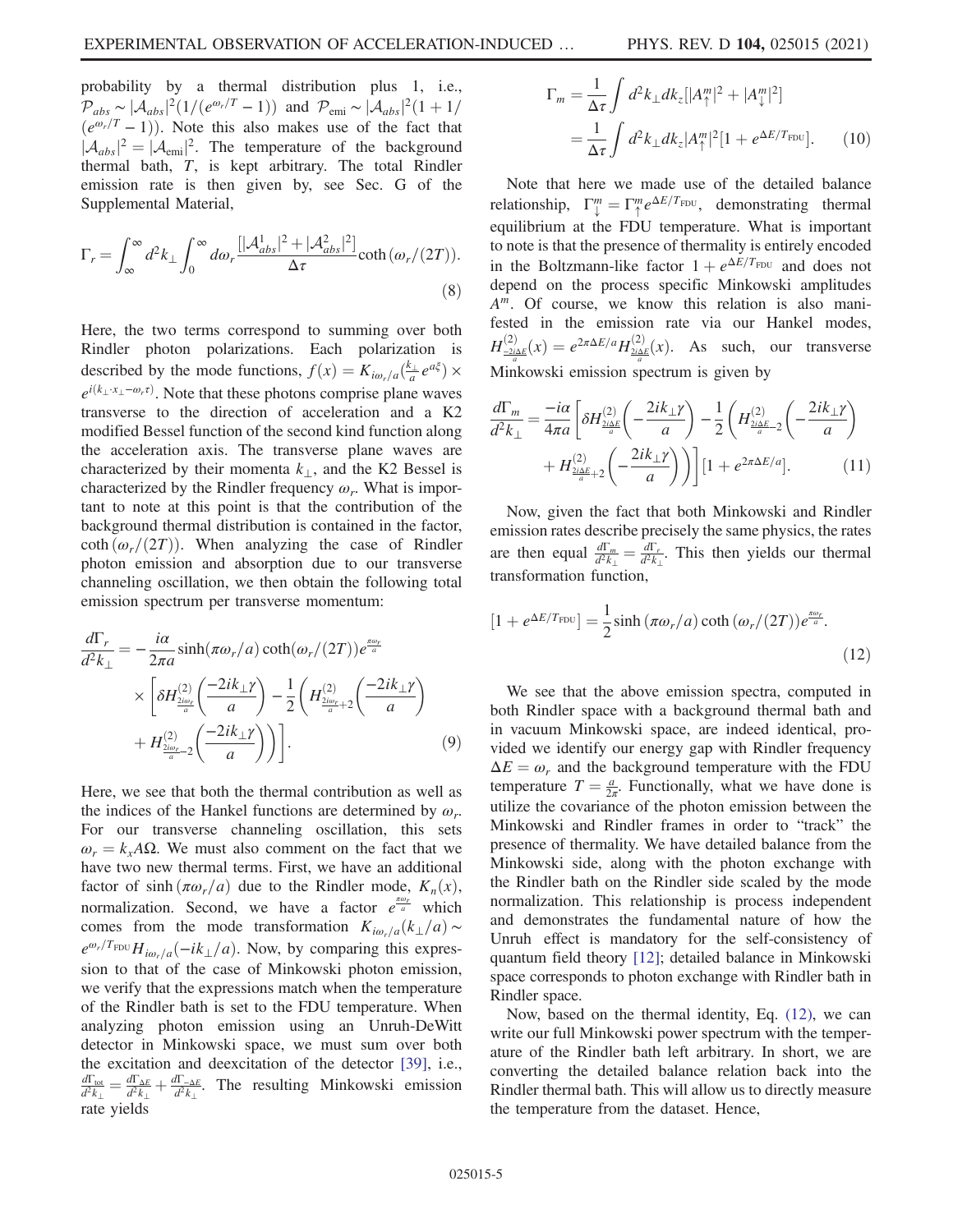probability by a thermal distribution plus 1, i.e., $\mathcal{P}_{abs} \sim |\mathcal{A}_{abs}|^2(1/(e^{\omega_r/T}-1))$ and $\mathcal{P}_{\text{emi}} \sim |\mathcal{A}_{abs}|^2(1+1/(e^{\omega_r/T}-1))$. Note this also makes use of the fact that $|\mathcal{A}_{abs}|^2 = |\mathcal{A}_{\text{emi}}|^2$. The temperature of the background thermal bath, $T$, is kept arbitrary. The total Rindler emission rate is then given by, see Sec. G of the Supplemental Material,

$$\Gamma_r = \int_{\infty}^{\infty} d^2k_\perp \int_0^\infty d\omega_r \frac{[|\mathcal{A}^1_{abs}|^2 + |\mathcal{A}^2_{abs}|^2]}{\Delta\tau} \coth(\omega_r/(2T)). \tag{8}$$

Here, the two terms correspond to summing over both Rindler photon polarizations. Each polarization is described by the mode functions, $f(x) = K_{i\omega_r/a}(\frac{k_\perp}{a}e^{a\xi}) \times e^{i(k_\perp \cdot x_\perp - \omega_r\tau)}$. Note that these photons comprise plane waves transverse to the direction of acceleration and a K2 modified Bessel function of the second kind function along the acceleration axis. The transverse plane waves are characterized by their momenta $k_\perp$, and the K2 Bessel is characterized by the Rindler frequency $\omega_r$. What is important to note at this point is that the contribution of the background thermal distribution is contained in the factor, $\coth(\omega_r/(2T))$. When analyzing the case of Rindler photon emission and absorption due to our transverse channeling oscillation, we then obtain the following total emission spectrum per transverse momentum:

$$\frac{d\Gamma_r}{d^2k_\perp} = -\frac{i\alpha}{2\pi a}\sinh(\pi\omega_r/a)\coth(\omega_r/(2T))e^{\frac{\pi\omega_r}{a}} \times \left[\delta H^{(2)}_{\frac{2i\omega_r}{a}}\left(\frac{-2ik_\perp\gamma}{a}\right) - \frac{1}{2}\left(H^{(2)}_{\frac{2i\omega_r}{a}+2}\left(\frac{-2ik_\perp\gamma}{a}\right) + H^{(2)}_{\frac{2i\omega_r}{a}-2}\left(\frac{-2ik_\perp\gamma}{a}\right)\right)\right]. \tag{9}$$

Here, we see that both the thermal contribution as well as the indices of the Hankel functions are determined by $\omega_r$. For our transverse channeling oscillation, this sets $\omega_r = k_x A\Omega$. We must also comment on the fact that we have two new thermal terms. First, we have an additional factor of $\sinh(\pi\omega_r/a)$ due to the Rindler mode, $K_n(x)$, normalization. Second, we have a factor $e^{\frac{\pi\omega_r}{a}}$ which comes from the mode transformation $K_{i\omega_r/a}(k_\perp/a) \sim e^{\omega_r/T_{\text{FDU}}}H_{i\omega_r/a}(-ik_\perp/a)$. Now, by comparing this expression to that of the case of Minkowski photon emission, we verify that the expressions match when the temperature of the Rindler bath is set to the FDU temperature. When analyzing photon emission using an Unruh-DeWitt detector in Minkowski space, we must sum over both the excitation and deexcitation of the detector [39], i.e., $\frac{d\Gamma_{\text{tot}}}{d^2k_\perp} = \frac{d\Gamma_{\Delta E}}{d^2k_\perp} + \frac{d\Gamma_{-\Delta E}}{d^2k_\perp}$. The resulting Minkowski emission rate yields

$$\Gamma_m = \frac{1}{\Delta\tau}\int d^2k_\perp dk_z[|A^m_\uparrow|^2 + |A^m_\downarrow|^2] = \frac{1}{\Delta\tau}\int d^2k_\perp dk_z|A^m_\uparrow|^2[1 + e^{\Delta E/T_{\text{FDU}}}]. \tag{10}$$

Note that here we made use of the detailed balance relationship, $\Gamma^m_\downarrow = \Gamma^m_\uparrow e^{\Delta E/T_{\text{FDU}}}$, demonstrating thermal equilibrium at the FDU temperature. What is important to note is that the presence of thermality is entirely encoded in the Boltzmann-like factor $1 + e^{\Delta E/T_{\text{FDU}}}$ and does not depend on the process specific Minkowski amplitudes $A^m$. Of course, we know this relation is also manifested in the emission rate via our Hankel modes, $H^{(2)}_{\frac{-2i\Delta E}{a}}(x) = e^{2\pi\Delta E/a}H^{(2)}_{\frac{2i\Delta E}{a}}(x)$. As such, our transverse Minkowski emission spectrum is given by

$$\frac{d\Gamma_m}{d^2k_\perp} = \frac{-i\alpha}{4\pi a}\left[\delta H^{(2)}_{\frac{2i\Delta E}{a}}\left(-\frac{2ik_\perp\gamma}{a}\right) - \frac{1}{2}\left(H^{(2)}_{\frac{2i\Delta E}{a}-2}\left(-\frac{2ik_\perp\gamma}{a}\right) + H^{(2)}_{\frac{2i\Delta E}{a}+2}\left(-\frac{2ik_\perp\gamma}{a}\right)\right)\right][1 + e^{2\pi\Delta E/a}]. \tag{11}$$

Now, given the fact that both Minkowski and Rindler emission rates describe precisely the same physics, the rates are then equal $\frac{d\Gamma_m}{d^2k_\perp} = \frac{d\Gamma_r}{d^2k_\perp}$. This then yields our thermal transformation function,

$$[1 + e^{\Delta E/T_{\text{FDU}}}] = \frac{1}{2}\sinh(\pi\omega_r/a)\coth(\omega_r/(2T))e^{\frac{\pi\omega_r}{a}}. \tag{12}$$

We see that the above emission spectra, computed in both Rindler space with a background thermal bath and in vacuum Minkowski space, are indeed identical, provided we identify our energy gap with Rindler frequency $\Delta E = \omega_r$ and the background temperature with the FDU temperature $T = \frac{a}{2\pi}$. Functionally, what we have done is utilize the covariance of the photon emission between the Minkowski and Rindler frames in order to "track" the presence of thermality. We have detailed balance from the Minkowski side, along with the photon exchange with the Rindler bath on the Rindler side scaled by the mode normalization. This relationship is process independent and demonstrates the fundamental nature of how the Unruh effect is mandatory for the self-consistency of quantum field theory [12]; detailed balance in Minkowski space corresponds to photon exchange with Rindler bath in Rindler space.

Now, based on the thermal identity, Eq. (12), we can write our full Minkowski power spectrum with the temperature of the Rindler bath left arbitrary. In short, we are converting the detailed balance relation back into the Rindler thermal bath. This will allow us to directly measure the temperature from the dataset. Hence,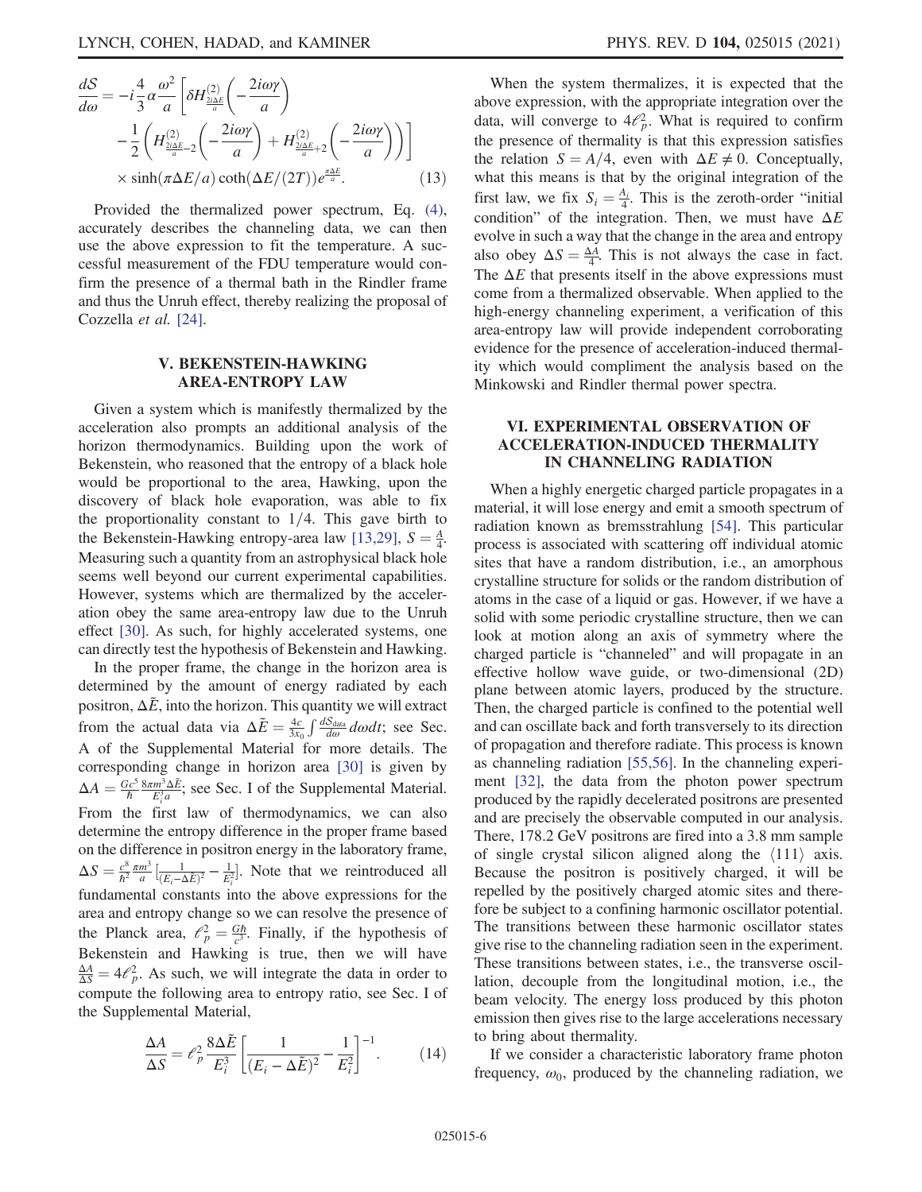$$\frac{dS}{d\omega} = -i\frac{4}{3}\alpha\frac{\omega^2}{a}\left[\delta H^{(2)}_{\frac{2i\Delta E}{a}}\left(-\frac{2i\omega\gamma}{a}\right) - \frac{1}{2}\left(H^{(2)}_{\frac{2i\Delta E}{a}-2}\left(-\frac{2i\omega\gamma}{a}\right) + H^{(2)}_{\frac{2i\Delta E}{a}+2}\left(-\frac{2i\omega\gamma}{a}\right)\right)\right] \times \sinh(\pi\Delta E/a)\coth(\Delta E/(2T))e^{\frac{\pi\Delta E}{a}}. \tag{13}$$

Provided the thermalized power spectrum, Eq. (4), accurately describes the channeling data, we can then use the above expression to fit the temperature. A successful measurement of the FDU temperature would confirm the presence of a thermal bath in the Rindler frame and thus the Unruh effect, thereby realizing the proposal of Cozzella *et al.* [24].

## V. BEKENSTEIN-HAWKING AREA-ENTROPY LAW

Given a system which is manifestly thermalized by the acceleration also prompts an additional analysis of the horizon thermodynamics. Building upon the work of Bekenstein, who reasoned that the entropy of a black hole would be proportional to the area, Hawking, upon the discovery of black hole evaporation, was able to fix the proportionality constant to $1/4$. This gave birth to the Bekenstein-Hawking entropy-area law [13,29], $S = \frac{A}{4}$. Measuring such a quantity from an astrophysical black hole seems well beyond our current experimental capabilities. However, systems which are thermalized by the acceleration obey the same area-entropy law due to the Unruh effect [30]. As such, for highly accelerated systems, one can directly test the hypothesis of Bekenstein and Hawking.

In the proper frame, the change in the horizon area is determined by the amount of energy radiated by each positron, $\Delta\tilde{E}$, into the horizon. This quantity we will extract from the actual data via $\Delta\tilde{E} = \frac{4c}{3x_0}\int\frac{dS_{\text{data}}}{d\omega}d\omega dt$; see Sec. A of the Supplemental Material for more details. The corresponding change in horizon area [30] is given by $\Delta A = \frac{Gc^5}{\hbar}\frac{8\pi m^3\Delta\tilde{E}}{E_i^3 a}$; see Sec. I of the Supplemental Material. From the first law of thermodynamics, we can also determine the entropy difference in the positron energy in the laboratory frame, $\Delta S = \frac{c^8}{\hbar^2}\frac{\pi m^3}{a}\left[\frac{1}{(E_i-\Delta\tilde{E})^2} - \frac{1}{E_i^2}\right]$. Note that we reintroduced all fundamental constants into the above expressions for the area and entropy change so we can resolve the presence of the Planck area, $\ell_p^2 = \frac{G\hbar}{c^3}$. Finally, if the hypothesis of Bekenstein and Hawking is true, then we will have $\frac{\Delta A}{\Delta S} = 4\ell_p^2$. As such, we will integrate the data in order to compute the following area to entropy ratio, see Sec. I of the Supplemental Material,

$$\frac{\Delta A}{\Delta S} = \ell_p^2\frac{8\Delta\tilde{E}}{E_i^3}\left[\frac{1}{(E_i-\Delta\tilde{E})^2} - \frac{1}{E_i^2}\right]^{-1}. \tag{14}$$

When the system thermalizes, it is expected that the above expression, with the appropriate integration over the data, will converge to $4\ell_p^2$. What is required to confirm the presence of thermality is that this expression satisfies the relation $S = A/4$, even with $\Delta E \neq 0$. Conceptually, what this means is that by the original integration of the first law, we fix $S_i = \frac{A_i}{4}$. This is the zeroth-order "initial condition" of the integration. Then, we must have $\Delta E$ evolve in such a way that the change in the area and entropy also obey $\Delta S = \frac{\Delta A}{4}$. This is not always the case in fact. The $\Delta E$ that presents itself in the above expressions must come from a thermalized observable. When applied to the high-energy channeling experiment, a verification of this area-entropy law will provide independent corroborating evidence for the presence of acceleration-induced thermality which would compliment the analysis based on the Minkowski and Rindler thermal power spectra.

## VI. EXPERIMENTAL OBSERVATION OF ACCELERATION-INDUCED THERMALITY IN CHANNELING RADIATION

When a highly energetic charged particle propagates in a material, it will lose energy and emit a smooth spectrum of radiation known as bremsstrahlung [54]. This particular process is associated with scattering off individual atomic sites that have a random distribution, i.e., an amorphous crystalline structure for solids or the random distribution of atoms in the case of a liquid or gas. However, if we have a solid with some periodic crystalline structure, then we can look at motion along an axis of symmetry where the charged particle is "channeled" and will propagate in an effective hollow wave guide, or two-dimensional (2D) plane between atomic layers, produced by the structure. Then, the charged particle is confined to the potential well and can oscillate back and forth transversely to its direction of propagation and therefore radiate. This process is known as channeling radiation [55,56]. In the channeling experiment [32], the data from the photon power spectrum produced by the rapidly decelerated positrons are presented and are precisely the observable computed in our analysis. There, 178.2 GeV positrons are fired into a 3.8 mm sample of single crystal silicon aligned along the $\langle 111\rangle$ axis. Because the positron is positively charged, it will be repelled by the positively charged atomic sites and therefore be subject to a confining harmonic oscillator potential. The transitions between these harmonic oscillator states give rise to the channeling radiation seen in the experiment. These transitions between states, i.e., the transverse oscillation, decouple from the longitudinal motion, i.e., the beam velocity. The energy loss produced by this photon emission then gives rise to the large accelerations necessary to bring about thermality.

If we consider a characteristic laboratory frame photon frequency, $\omega_0$, produced by the channeling radiation, we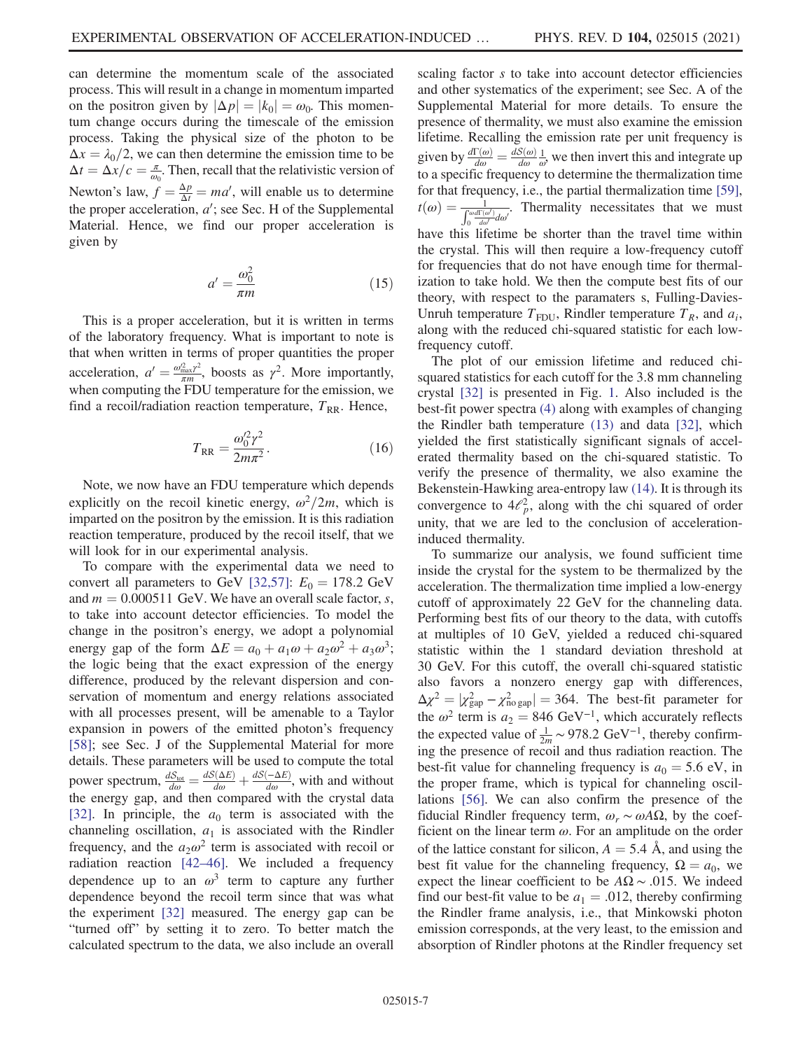can determine the momentum scale of the associated process. This will result in a change in momentum imparted on the positron given by $|\Delta p| = |k_0| = \omega_0$. This momentum change occurs during the timescale of the emission process. Taking the physical size of the photon to be $\Delta x = \lambda_0/2$, we can then determine the emission time to be $\Delta t = \Delta x/c = \frac{\pi}{\omega_0}$. Then, recall that the relativistic version of Newton's law, $f = \frac{\Delta p}{\Delta t} = ma'$, will enable us to determine the proper acceleration, $a'$; see Sec. H of the Supplemental Material. Hence, we find our proper acceleration is given by

$$a' = \frac{\omega_0^2}{\pi m} \tag{15}$$

This is a proper acceleration, but it is written in terms of the laboratory frequency. What is important to note is that when written in terms of proper quantities the proper acceleration, $a' = \frac{\omega_{\max}'^2 \gamma^2}{\pi m}$, boosts as $\gamma^2$. More importantly, when computing the FDU temperature for the emission, we find a recoil/radiation reaction temperature, $T_{\mathrm{RR}}$. Hence,

$$T_{\mathrm{RR}} = \frac{\omega_0'^2 \gamma^2}{2m\pi^2}. \tag{16}$$

Note, we now have an FDU temperature which depends explicitly on the recoil kinetic energy, $\omega^2/2m$, which is imparted on the positron by the emission. It is this radiation reaction temperature, produced by the recoil itself, that we will look for in our experimental analysis.

To compare with the experimental data we need to convert all parameters to GeV [32,57]: $E_0 = 178.2$ GeV and $m = 0.000511$ GeV. We have an overall scale factor, $s$, to take into account detector efficiencies. To model the change in the positron's energy, we adopt a polynomial energy gap of the form $\Delta E = a_0 + a_1\omega + a_2\omega^2 + a_3\omega^3$; the logic being that the exact expression of the energy difference, produced by the relevant dispersion and conservation of momentum and energy relations associated with all processes present, will be amenable to a Taylor expansion in powers of the emitted photon's frequency [58]; see Sec. J of the Supplemental Material for more details. These parameters will be used to compute the total power spectrum, $\frac{dS_{\mathrm{tot}}}{d\omega} = \frac{dS(\Delta E)}{d\omega} + \frac{dS(-\Delta E)}{d\omega}$, with and without the energy gap, and then compared with the crystal data [32]. In principle, the $a_0$ term is associated with the channeling oscillation, $a_1$ is associated with the Rindler frequency, and the $a_2\omega^2$ term is associated with recoil or radiation reaction [42–46]. We included a frequency dependence up to an $\omega^3$ term to capture any further dependence beyond the recoil term since that was what the experiment [32] measured. The energy gap can be "turned off" by setting it to zero. To better match the calculated spectrum to the data, we also include an overall scaling factor $s$ to take into account detector efficiencies and other systematics of the experiment; see Sec. A of the Supplemental Material for more details. To ensure the presence of thermality, we must also examine the emission lifetime. Recalling the emission rate per unit frequency is given by $\frac{d\Gamma(\omega)}{d\omega} = \frac{dS(\omega)}{d\omega}\frac{1}{\omega}$, we then invert this and integrate up to a specific frequency to determine the thermalization time for that frequency, i.e., the partial thermalization time [59], $t(\omega) = \frac{1}{\int_0^{\omega} \frac{d\Gamma(\omega')}{d\omega'} d\omega'}$. Thermality necessitates that we must have this lifetime be shorter than the travel time within the crystal. This will then require a low-frequency cutoff for frequencies that do not have enough time for thermalization to take hold. We then the compute best fits of our theory, with respect to the paramaters s, Fulling-Davies-Unruh temperature $T_{\mathrm{FDU}}$, Rindler temperature $T_R$, and $a_i$, along with the reduced chi-squared statistic for each low-frequency cutoff.

The plot of our emission lifetime and reduced chi-squared statistics for each cutoff for the 3.8 mm channeling crystal [32] is presented in Fig. 1. Also included is the best-fit power spectra (4) along with examples of changing the Rindler bath temperature (13) and data [32], which yielded the first statistically significant signals of accelerated thermality based on the chi-squared statistic. To verify the presence of thermality, we also examine the Bekenstein-Hawking area-entropy law (14). It is through its convergence to $4\ell_p^2$, along with the chi squared of order unity, that we are led to the conclusion of acceleration-induced thermality.

To summarize our analysis, we found sufficient time inside the crystal for the system to be thermalized by the acceleration. The thermalization time implied a low-energy cutoff of approximately 22 GeV for the channeling data. Performing best fits of our theory to the data, with cutoffs at multiples of 10 GeV, yielded a reduced chi-squared statistic within the 1 standard deviation threshold at 30 GeV. For this cutoff, the overall chi-squared statistic also favors a nonzero energy gap with differences, $\Delta\chi^2 = |\chi^2_{\mathrm{gap}} - \chi^2_{\mathrm{no\,gap}}| = 364$. The best-fit parameter for the $\omega^2$ term is $a_2 = 846\ \mathrm{GeV}^{-1}$, which accurately reflects the expected value of $\frac{1}{2m} \sim 978.2\ \mathrm{GeV}^{-1}$, thereby confirming the presence of recoil and thus radiation reaction. The best-fit value for channeling frequency is $a_0 = 5.6$ eV, in the proper frame, which is typical for channeling oscillations [56]. We can also confirm the presence of the fiducial Rindler frequency term, $\omega_r \sim \omega A\Omega$, by the coefficient on the linear term $\omega$. For an amplitude on the order of the lattice constant for silicon, $A = 5.4$ Å, and using the best fit value for the channeling frequency, $\Omega = a_0$, we expect the linear coefficient to be $A\Omega \sim .015$. We indeed find our best-fit value to be $a_1 = .012$, thereby confirming the Rindler frame analysis, i.e., that Minkowski photon emission corresponds, at the very least, to the emission and absorption of Rindler photons at the Rindler frequency set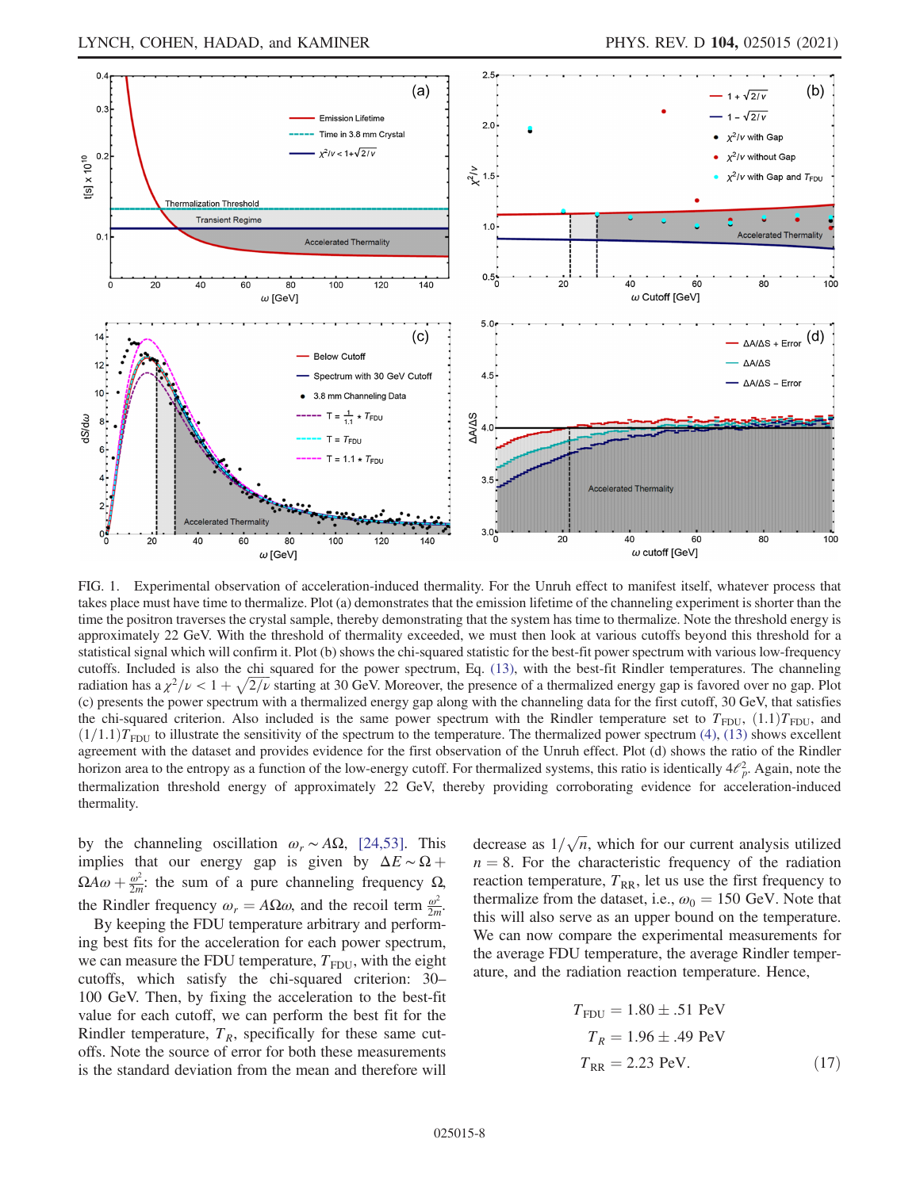(a)

$t[s] \times 10^{10}$

0.4, 0.3, 0.2, 0.1

Emission Lifetime

Time in 3.8 mm Crystal

$\chi^2/\nu < 1+\sqrt{2/\nu}$

Thermalization Threshold

Transient Regime

Accelerated Thermality

0, 20, 40, 60, 80, 100, 120, 140

$\omega$ [GeV]

(b)

$\chi^2/\nu$

2.5, 2.0, 1.5, 1.0, 0.5

$1+\sqrt{2/\nu}$

$1-\sqrt{2/\nu}$

$\chi^2/\nu$ with Gap

$\chi^2/\nu$ without Gap

$\chi^2/\nu$ with Gap and $T_{\mathrm{FDU}}$

Accelerated Thermality

0, 20, 40, 60, 80, 100

$\omega$ Cutoff [GeV]

(c)

$dS/d\omega$

14, 12, 10, 8, 6, 4, 2, 0

Below Cutoff

Spectrum with 30 GeV Cutoff

3.8 mm Channeling Data

$T = \frac{1}{1.1} * T_{\mathrm{FDU}}$

$T = T_{\mathrm{FDU}}$

$T = 1.1 * T_{\mathrm{FDU}}$

Accelerated Thermality

0, 20, 40, 60, 80, 100, 120, 140

$\omega$ [GeV]

(d)

$\Delta A/\Delta S$

5.0, 4.5, 4.0, 3.5, 3.0

$\Delta A/\Delta S$ + Error

$\Delta A/\Delta S$

$\Delta A/\Delta S$ – Error

Accelerated Thermality

0, 20, 40, 60, 80, 100

$\omega$ cutoff [GeV]

FIG. 1. Experimental observation of acceleration-induced thermality. For the Unruh effect to manifest itself, whatever process that takes place must have time to thermalize. Plot (a) demonstrates that the emission lifetime of the channeling experiment is shorter than the time the positron traverses the crystal sample, thereby demonstrating that the system has time to thermalize. Note the threshold energy is approximately 22 GeV. With the threshold of thermality exceeded, we must then look at various cutoffs beyond this threshold for a statistical signal which will confirm it. Plot (b) shows the chi-squared statistic for the best-fit power spectrum with various low-frequency cutoffs. Included is also the chi squared for the power spectrum, Eq. (13), with the best-fit Rindler temperatures. The channeling radiation has a $\chi^2/\nu < 1 + \sqrt{2/\nu}$ starting at 30 GeV. Moreover, the presence of a thermalized energy gap is favored over no gap. Plot (c) presents the power spectrum with a thermalized energy gap along with the channeling data for the first cutoff, 30 GeV, that satisfies the chi-squared criterion. Also included is the same power spectrum with the Rindler temperature set to $T_{\mathrm{FDU}}$, $(1.1)T_{\mathrm{FDU}}$, and $(1/1.1)T_{\mathrm{FDU}}$ to illustrate the sensitivity of the spectrum to the temperature. The thermalized power spectrum (4), (13) shows excellent agreement with the dataset and provides evidence for the first observation of the Unruh effect. Plot (d) shows the ratio of the Rindler horizon area to the entropy as a function of the low-energy cutoff. For thermalized systems, this ratio is identically $4\ell_p^2$. Again, note the thermalization threshold energy of approximately 22 GeV, thereby providing corroborating evidence for acceleration-induced thermality.

by the channeling oscillation $\omega_r \sim A\Omega$, [24,53]. This implies that our energy gap is given by $\Delta E \sim \Omega + \Omega A\omega + \frac{\omega^2}{2m}$: the sum of a pure channeling frequency $\Omega$, the Rindler frequency $\omega_r = A\Omega\omega$, and the recoil term $\frac{\omega^2}{2m}$.

By keeping the FDU temperature arbitrary and performing best fits for the acceleration for each power spectrum, we can measure the FDU temperature, $T_{\mathrm{FDU}}$, with the eight cutoffs, which satisfy the chi-squared criterion: 30–100 GeV. Then, by fixing the acceleration to the best-fit value for each cutoff, we can perform the best fit for the Rindler temperature, $T_R$, specifically for these same cutoffs. Note the source of error for both these measurements is the standard deviation from the mean and therefore will decrease as $1/\sqrt{n}$, which for our current analysis utilized $n = 8$. For the characteristic frequency of the radiation reaction temperature, $T_{\mathrm{RR}}$, let us use the first frequency to thermalize from the dataset, i.e., $\omega_0 = 150$ GeV. Note that this will also serve as an upper bound on the temperature. We can now compare the experimental measurements for the average FDU temperature, the average Rindler temperature, and the radiation reaction temperature. Hence,

$$
\begin{aligned}
T_{\mathrm{FDU}} &= 1.80 \pm .51 \text{ PeV} \\
T_R &= 1.96 \pm .49 \text{ PeV} \\
T_{\mathrm{RR}} &= 2.23 \text{ PeV}.
\end{aligned}
\tag{17}
$$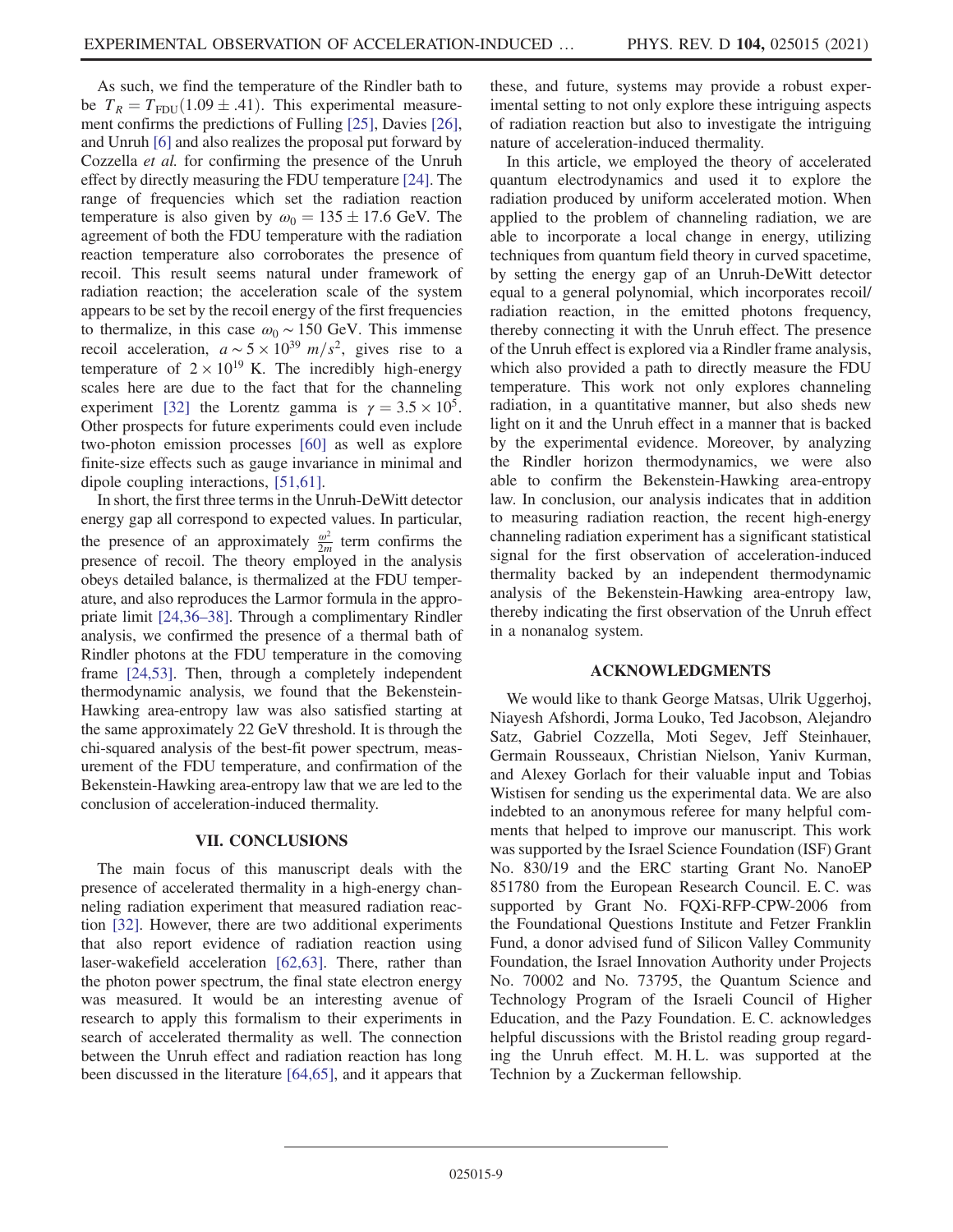As such, we find the temperature of the Rindler bath to be $T_R = T_{\text{FDU}}(1.09 \pm .41)$. This experimental measurement confirms the predictions of Fulling [25], Davies [26], and Unruh [6] and also realizes the proposal put forward by Cozzella *et al.* for confirming the presence of the Unruh effect by directly measuring the FDU temperature [24]. The range of frequencies which set the radiation reaction temperature is also given by $\omega_0 = 135 \pm 17.6$ GeV. The agreement of both the FDU temperature with the radiation reaction temperature also corroborates the presence of recoil. This result seems natural under framework of radiation reaction; the acceleration scale of the system appears to be set by the recoil energy of the first frequencies to thermalize, in this case $\omega_0 \sim 150$ GeV. This immense recoil acceleration, $a \sim 5 \times 10^{39}\ m/s^2$, gives rise to a temperature of $2 \times 10^{19}$ K. The incredibly high-energy scales here are due to the fact that for the channeling experiment [32] the Lorentz gamma is $\gamma = 3.5 \times 10^5$. Other prospects for future experiments could even include two-photon emission processes [60] as well as explore finite-size effects such as gauge invariance in minimal and dipole coupling interactions, [51,61].

In short, the first three terms in the Unruh-DeWitt detector energy gap all correspond to expected values. In particular, the presence of an approximately $\frac{\omega^2}{2m}$ term confirms the presence of recoil. The theory employed in the analysis obeys detailed balance, is thermalized at the FDU temperature, and also reproduces the Larmor formula in the appropriate limit [24,36–38]. Through a complimentary Rindler analysis, we confirmed the presence of a thermal bath of Rindler photons at the FDU temperature in the comoving frame [24,53]. Then, through a completely independent thermodynamic analysis, we found that the Bekenstein-Hawking area-entropy law was also satisfied starting at the same approximately 22 GeV threshold. It is through the chi-squared analysis of the best-fit power spectrum, measurement of the FDU temperature, and confirmation of the Bekenstein-Hawking area-entropy law that we are led to the conclusion of acceleration-induced thermality.

## VII. CONCLUSIONS

The main focus of this manuscript deals with the presence of accelerated thermality in a high-energy channeling radiation experiment that measured radiation reaction [32]. However, there are two additional experiments that also report evidence of radiation reaction using laser-wakefield acceleration [62,63]. There, rather than the photon power spectrum, the final state electron energy was measured. It would be an interesting avenue of research to apply this formalism to their experiments in search of accelerated thermality as well. The connection between the Unruh effect and radiation reaction has long been discussed in the literature [64,65], and it appears that these, and future, systems may provide a robust experimental setting to not only explore these intriguing aspects of radiation reaction but also to investigate the intriguing nature of acceleration-induced thermality.

In this article, we employed the theory of accelerated quantum electrodynamics and used it to explore the radiation produced by uniform accelerated motion. When applied to the problem of channeling radiation, we are able to incorporate a local change in energy, utilizing techniques from quantum field theory in curved spacetime, by setting the energy gap of an Unruh-DeWitt detector equal to a general polynomial, which incorporates recoil/radiation reaction, in the emitted photons frequency, thereby connecting it with the Unruh effect. The presence of the Unruh effect is explored via a Rindler frame analysis, which also provided a path to directly measure the FDU temperature. This work not only explores channeling radiation, in a quantitative manner, but also sheds new light on it and the Unruh effect in a manner that is backed by the experimental evidence. Moreover, by analyzing the Rindler horizon thermodynamics, we were also able to confirm the Bekenstein-Hawking area-entropy law. In conclusion, our analysis indicates that in addition to measuring radiation reaction, the recent high-energy channeling radiation experiment has a significant statistical signal for the first observation of acceleration-induced thermality backed by an independent thermodynamic analysis of the Bekenstein-Hawking area-entropy law, thereby indicating the first observation of the Unruh effect in a nonanalog system.

## ACKNOWLEDGMENTS

We would like to thank George Matsas, Ulrik Uggerhoj, Niayesh Afshordi, Jorma Louko, Ted Jacobson, Alejandro Satz, Gabriel Cozzella, Moti Segev, Jeff Steinhauer, Germain Rousseaux, Christian Nielson, Yaniv Kurman, and Alexey Gorlach for their valuable input and Tobias Wistisen for sending us the experimental data. We are also indebted to an anonymous referee for many helpful comments that helped to improve our manuscript. This work was supported by the Israel Science Foundation (ISF) Grant No. 830/19 and the ERC starting Grant No. NanoEP 851780 from the European Research Council. E. C. was supported by Grant No. FQXi-RFP-CPW-2006 from the Foundational Questions Institute and Fetzer Franklin Fund, a donor advised fund of Silicon Valley Community Foundation, the Israel Innovation Authority under Projects No. 70002 and No. 73795, the Quantum Science and Technology Program of the Israeli Council of Higher Education, and the Pazy Foundation. E. C. acknowledges helpful discussions with the Bristol reading group regarding the Unruh effect. M. H. L. was supported at the Technion by a Zuckerman fellowship.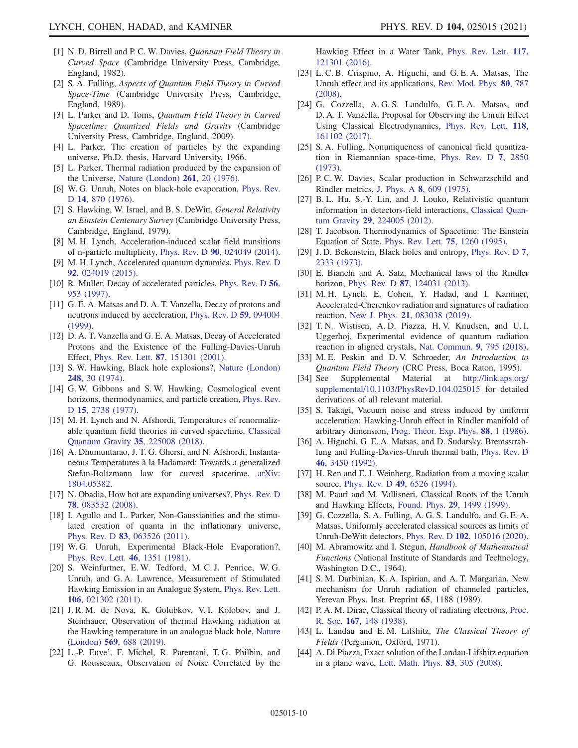[1] N. D. Birrell and P. C. W. Davies, *Quantum Field Theory in Curved Space* (Cambridge University Press, Cambridge, England, 1982).

[2] S. A. Fulling, *Aspects of Quantum Field Theory in Curved Space-Time* (Cambridge University Press, Cambridge, England, 1989).

[3] L. Parker and D. Toms, *Quantum Field Theory in Curved Spacetime: Quantized Fields and Gravity* (Cambridge University Press, Cambridge, England, 2009).

[4] L. Parker, The creation of particles by the expanding universe, Ph.D. thesis, Harvard University, 1966.

[5] L. Parker, Thermal radiation produced by the expansion of the Universe, Nature (London) **261**, 20 (1976).

[6] W. G. Unruh, Notes on black-hole evaporation, Phys. Rev. D **14**, 870 (1976).

[7] S. Hawking, W. Israel, and B. S. DeWitt, *General Relativity an Einstein Centenary Survey* (Cambridge University Press, Cambridge, England, 1979).

[8] M. H. Lynch, Acceleration-induced scalar field transitions of n-particle multiplicity, Phys. Rev. D **90**, 024049 (2014).

[9] M. H. Lynch, Accelerated quantum dynamics, Phys. Rev. D **92**, 024019 (2015).

[10] R. Muller, Decay of accelerated particles, Phys. Rev. D **56**, 953 (1997).

[11] G. E. A. Matsas and D. A. T. Vanzella, Decay of protons and neutrons induced by acceleration, Phys. Rev. D **59**, 094004 (1999).

[12] D. A. T. Vanzella and G. E. A. Matsas, Decay of Accelerated Protons and the Existence of the Fulling-Davies-Unruh Effect, Phys. Rev. Lett. **87**, 151301 (2001).

[13] S. W. Hawking, Black hole explosions?, Nature (London) **248**, 30 (1974).

[14] G. W. Gibbons and S. W. Hawking, Cosmological event horizons, thermodynamics, and particle creation, Phys. Rev. D **15**, 2738 (1977).

[15] M. H. Lynch and N. Afshordi, Temperatures of renormalizable quantum field theories in curved spacetime, Classical Quantum Gravity **35**, 225008 (2018).

[16] A. Dhumuntarao, J. T. G. Ghersi, and N. Afshordi, Instantaneous Temperatures à la Hadamard: Towards a generalized Stefan-Boltzmann law for curved spacetime, arXiv: 1804.05382.

[17] N. Obadia, How hot are expanding universes?, Phys. Rev. D **78**, 083532 (2008).

[18] I. Agullo and L. Parker, Non-Gaussianities and the stimulated creation of quanta in the inflationary universe, Phys. Rev. D **83**, 063526 (2011).

[19] W. G. Unruh, Experimental Black-Hole Evaporation?, Phys. Rev. Lett. **46**, 1351 (1981).

[20] S. Weinfurtner, E. W. Tedford, M. C. J. Penrice, W. G. Unruh, and G. A. Lawrence, Measurement of Stimulated Hawking Emission in an Analogue System, Phys. Rev. Lett. **106**, 021302 (2011).

[21] J. R. M. de Nova, K. Golubkov, V. I. Kolobov, and J. Steinhauer, Observation of thermal Hawking radiation at the Hawking temperature in an analogue black hole, Nature (London) **569**, 688 (2019).

[22] L.-P. Euve', F. Michel, R. Parentani, T. G. Philbin, and G. Rousseaux, Observation of Noise Correlated by the Hawking Effect in a Water Tank, Phys. Rev. Lett. **117**, 121301 (2016).

[23] L. C. B. Crispino, A. Higuchi, and G. E. A. Matsas, The Unruh effect and its applications, Rev. Mod. Phys. **80**, 787 (2008).

[24] G. Cozzella, A. G. S. Landulfo, G. E. A. Matsas, and D. A. T. Vanzella, Proposal for Observing the Unruh Effect Using Classical Electrodynamics, Phys. Rev. Lett. **118**, 161102 (2017).

[25] S. A. Fulling, Nonuniqueness of canonical field quantization in Riemannian space-time, Phys. Rev. D **7**, 2850 (1973).

[26] P. C. W. Davies, Scalar production in Schwarzschild and Rindler metrics, J. Phys. A **8**, 609 (1975).

[27] B. L. Hu, S.-Y. Lin, and J. Louko, Relativistic quantum information in detectors-field interactions, Classical Quantum Gravity **29**, 224005 (2012).

[28] T. Jacobson, Thermodynamics of Spacetime: The Einstein Equation of State, Phys. Rev. Lett. **75**, 1260 (1995).

[29] J. D. Bekenstein, Black holes and entropy, Phys. Rev. D **7**, 2333 (1973).

[30] E. Bianchi and A. Satz, Mechanical laws of the Rindler horizon, Phys. Rev. D **87**, 124031 (2013).

[31] M. H. Lynch, E. Cohen, Y. Hadad, and I. Kaminer, Accelerated-Cherenkov radiation and signatures of radiation reaction, New J. Phys. **21**, 083038 (2019).

[32] T. N. Wistisen, A. D. Piazza, H. V. Knudsen, and U. I. Uggerhoj, Experimental evidence of quantum radiation reaction in aligned crystals, Nat. Commun. **9**, 795 (2018).

[33] M. E. Peskin and D. V. Schroeder, *An Introduction to Quantum Field Theory* (CRC Press, Boca Raton, 1995).

[34] See Supplemental Material at http://link.aps.org/supplemental/10.1103/PhysRevD.104.025015 for detailed derivations of all relevant material.

[35] S. Takagi, Vacuum noise and stress induced by uniform acceleration: Hawking-Unruh effect in Rindler manifold of arbitrary dimension, Prog. Theor. Exp. Phys. **88**, 1 (1986).

[36] A. Higuchi, G. E. A. Matsas, and D. Sudarsky, Bremsstrahlung and Fulling-Davies-Unruh thermal bath, Phys. Rev. D **46**, 3450 (1992).

[37] H. Ren and E. J. Weinberg, Radiation from a moving scalar source, Phys. Rev. D **49**, 6526 (1994).

[38] M. Pauri and M. Vallisneri, Classical Roots of the Unruh and Hawking Effects, Found. Phys. **29**, 1499 (1999).

[39] G. Cozzella, S. A. Fulling, A. G. S. Landulfo, and G. E. A. Matsas, Uniformly accelerated classical sources as limits of Unruh-DeWitt detectors, Phys. Rev. D **102**, 105016 (2020).

[40] M. Abramowitz and I. Stegun, *Handbook of Mathematical Functions* (National Institute of Standards and Technology, Washington D.C., 1964).

[41] S. M. Darbinian, K. A. Ispirian, and A. T. Margarian, New mechanism for Unruh radiation of channeled particles, Yerevan Phys. Inst. Preprint **65**, 1188 (1989).

[42] P. A. M. Dirac, Classical theory of radiating electrons, Proc. R. Soc. **167**, 148 (1938).

[43] L. Landau and E. M. Lifshitz, *The Classical Theory of Fields* (Pergamon, Oxford, 1971).

[44] A. Di Piazza, Exact solution of the Landau-Lifshitz equation in a plane wave, Lett. Math. Phys. **83**, 305 (2008).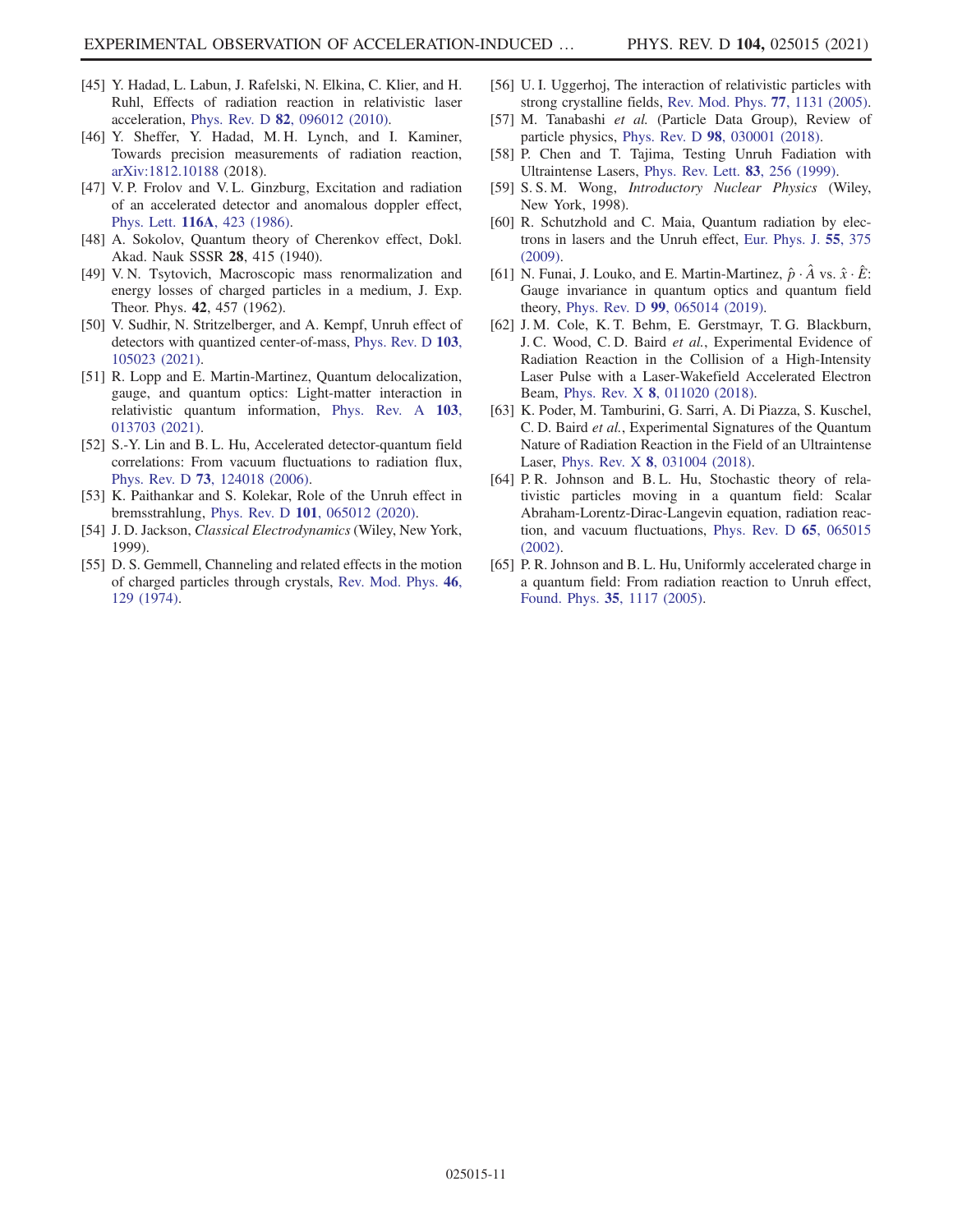[45] Y. Hadad, L. Labun, J. Rafelski, N. Elkina, C. Klier, and H. Ruhl, Effects of radiation reaction in relativistic laser acceleration, Phys. Rev. D **82**, 096012 (2010).

[46] Y. Sheffer, Y. Hadad, M. H. Lynch, and I. Kaminer, Towards precision measurements of radiation reaction, arXiv:1812.10188 (2018).

[47] V. P. Frolov and V. L. Ginzburg, Excitation and radiation of an accelerated detector and anomalous doppler effect, Phys. Lett. **116A**, 423 (1986).

[48] A. Sokolov, Quantum theory of Cherenkov effect, Dokl. Akad. Nauk SSSR **28**, 415 (1940).

[49] V. N. Tsytovich, Macroscopic mass renormalization and energy losses of charged particles in a medium, J. Exp. Theor. Phys. **42**, 457 (1962).

[50] V. Sudhir, N. Stritzelberger, and A. Kempf, Unruh effect of detectors with quantized center-of-mass, Phys. Rev. D **103**, 105023 (2021).

[51] R. Lopp and E. Martin-Martinez, Quantum delocalization, gauge, and quantum optics: Light-matter interaction in relativistic quantum information, Phys. Rev. A **103**, 013703 (2021).

[52] S.-Y. Lin and B. L. Hu, Accelerated detector-quantum field correlations: From vacuum fluctuations to radiation flux, Phys. Rev. D **73**, 124018 (2006).

[53] K. Paithankar and S. Kolekar, Role of the Unruh effect in bremsstrahlung, Phys. Rev. D **101**, 065012 (2020).

[54] J. D. Jackson, *Classical Electrodynamics* (Wiley, New York, 1999).

[55] D. S. Gemmell, Channeling and related effects in the motion of charged particles through crystals, Rev. Mod. Phys. **46**, 129 (1974).

[56] U. I. Uggerhoj, The interaction of relativistic particles with strong crystalline fields, Rev. Mod. Phys. **77**, 1131 (2005).

[57] M. Tanabashi *et al.* (Particle Data Group), Review of particle physics, Phys. Rev. D **98**, 030001 (2018).

[58] P. Chen and T. Tajima, Testing Unruh Fadiation with Ultraintense Lasers, Phys. Rev. Lett. **83**, 256 (1999).

[59] S. S. M. Wong, *Introductory Nuclear Physics* (Wiley, New York, 1998).

[60] R. Schutzhold and C. Maia, Quantum radiation by electrons in lasers and the Unruh effect, Eur. Phys. J. **55**, 375 (2009).

[61] N. Funai, J. Louko, and E. Martin-Martinez, $\hat{p} \cdot \hat{A}$ vs. $\hat{x} \cdot \hat{E}$: Gauge invariance in quantum optics and quantum field theory, Phys. Rev. D **99**, 065014 (2019).

[62] J. M. Cole, K. T. Behm, E. Gerstmayr, T. G. Blackburn, J. C. Wood, C. D. Baird *et al.*, Experimental Evidence of Radiation Reaction in the Collision of a High-Intensity Laser Pulse with a Laser-Wakefield Accelerated Electron Beam, Phys. Rev. X **8**, 011020 (2018).

[63] K. Poder, M. Tamburini, G. Sarri, A. Di Piazza, S. Kuschel, C. D. Baird *et al.*, Experimental Signatures of the Quantum Nature of Radiation Reaction in the Field of an Ultraintense Laser, Phys. Rev. X **8**, 031004 (2018).

[64] P. R. Johnson and B. L. Hu, Stochastic theory of relativistic particles moving in a quantum field: Scalar Abraham-Lorentz-Dirac-Langevin equation, radiation reaction, and vacuum fluctuations, Phys. Rev. D **65**, 065015 (2002).

[65] P. R. Johnson and B. L. Hu, Uniformly accelerated charge in a quantum field: From radiation reaction to Unruh effect, Found. Phys. **35**, 1117 (2005).